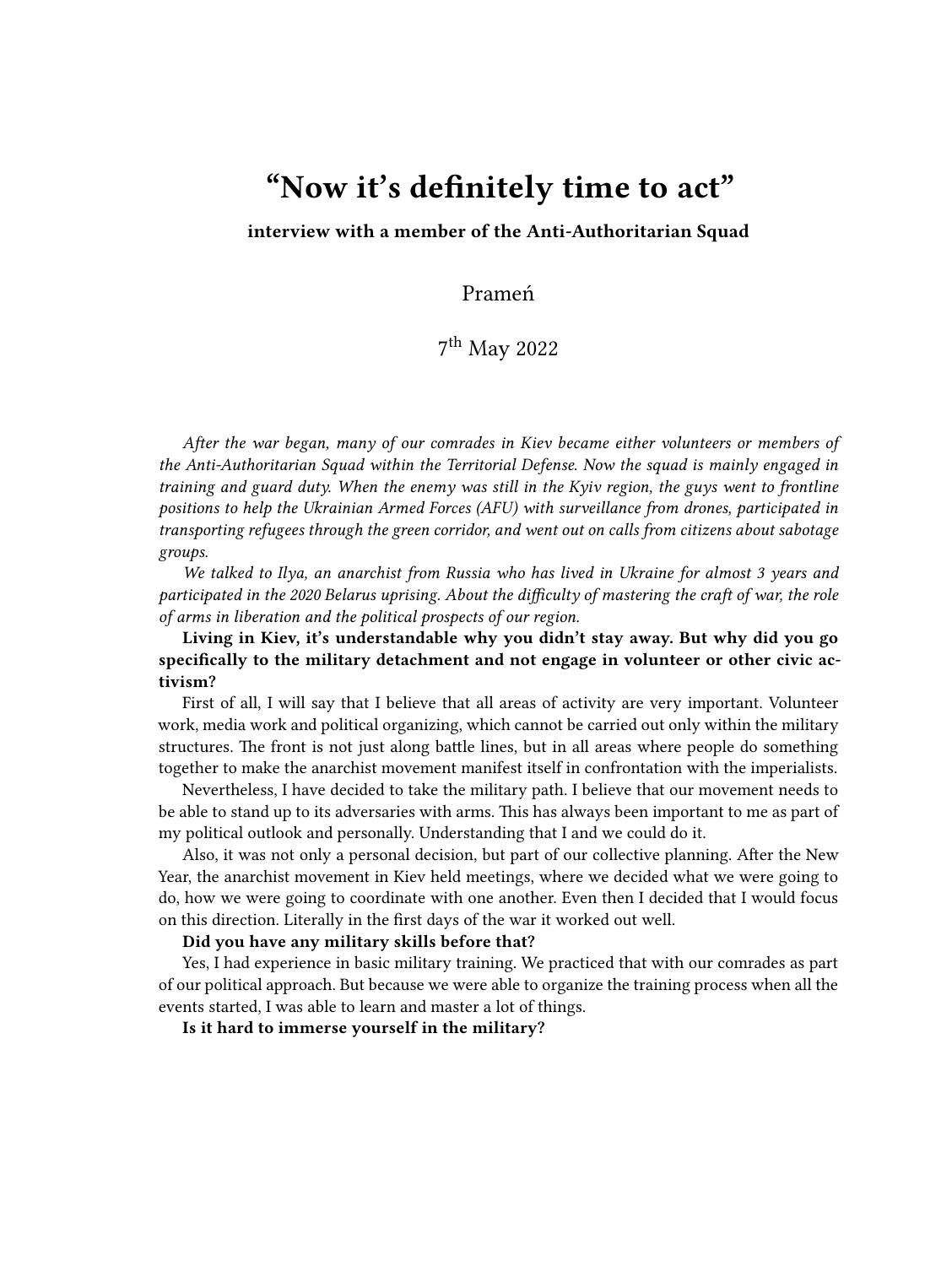# "Now it's definitely time to act"

**interview with a member of the Anti-Authoritarian Squad**

Prameń

7th May 2022

*After the war began, many of our comrades in Kiev became either volunteers or members of the Anti-Authoritarian Squad within the Territorial Defense. Now the squad is mainly engaged in training and guard duty. When the enemy was still in the Kyiv region, the guys went to frontline positions to help the Ukrainian Armed Forces (AFU) with surveillance from drones, participated in transporting refugees through the green corridor, and went out on calls from citizens about sabotage groups.*

*We talked to Ilya, an anarchist from Russia who has lived in Ukraine for almost 3 years and participated in the 2020 Belarus uprising. About the difficulty of mastering the craft of war, the role of arms in liberation and the political prospects of our region.*

**Living in Kiev, it's understandable why you didn't stay away. But why did you go specifically to the military detachment and not engage in volunteer or other civic activism?**

First of all, I will say that I believe that all areas of activity are very important. Volunteer work, media work and political organizing, which cannot be carried out only within the military structures. The front is not just along battle lines, but in all areas where people do something together to make the anarchist movement manifest itself in confrontation with the imperialists.

Nevertheless, I have decided to take the military path. I believe that our movement needs to be able to stand up to its adversaries with arms. This has always been important to me as part of my political outlook and personally. Understanding that I and we could do it.

Also, it was not only a personal decision, but part of our collective planning. After the New Year, the anarchist movement in Kiev held meetings, where we decided what we were going to do, how we were going to coordinate with one another. Even then I decided that I would focus on this direction. Literally in the first days of the war it worked out well.

**Did you have any military skills before that?**

Yes, I had experience in basic military training. We practiced that with our comrades as part of our political approach. But because we were able to organize the training process when all the events started, I was able to learn and master a lot of things.

**Is it hard to immerse yourself in the military?**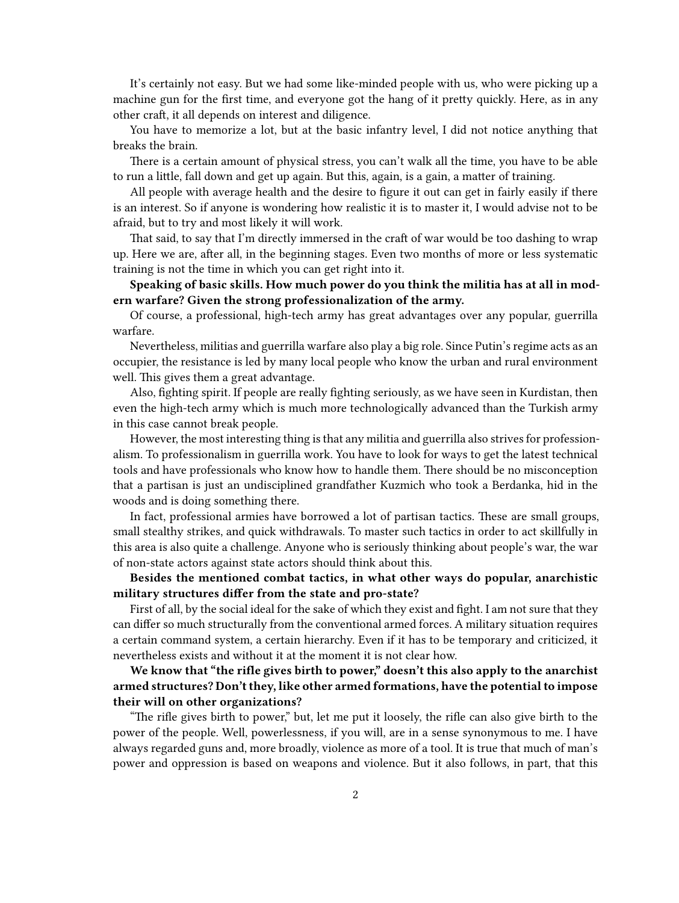It's certainly not easy. But we had some like-minded people with us, who were picking up a machine gun for the first time, and everyone got the hang of it pretty quickly. Here, as in any other craft, it all depends on interest and diligence.

You have to memorize a lot, but at the basic infantry level, I did not notice anything that breaks the brain.

There is a certain amount of physical stress, you can't walk all the time, you have to be able to run a little, fall down and get up again. But this, again, is a gain, a matter of training.

All people with average health and the desire to figure it out can get in fairly easily if there is an interest. So if anyone is wondering how realistic it is to master it, I would advise not to be afraid, but to try and most likely it will work.

That said, to say that I'm directly immersed in the craft of war would be too dashing to wrap up. Here we are, after all, in the beginning stages. Even two months of more or less systematic training is not the time in which you can get right into it.

**Speaking of basic skills. How much power do you think the militia has at all in modern warfare? Given the strong professionalization of the army.**

Of course, a professional, high-tech army has great advantages over any popular, guerrilla warfare.

Nevertheless, militias and guerrilla warfare also play a big role. Since Putin's regime acts as an occupier, the resistance is led by many local people who know the urban and rural environment well. This gives them a great advantage.

Also, fighting spirit. If people are really fighting seriously, as we have seen in Kurdistan, then even the high-tech army which is much more technologically advanced than the Turkish army in this case cannot break people.

However, the most interesting thing is that any militia and guerrilla also strives for professionalism. To professionalism in guerrilla work. You have to look for ways to get the latest technical tools and have professionals who know how to handle them. There should be no misconception that a partisan is just an undisciplined grandfather Kuzmich who took a Berdanka, hid in the woods and is doing something there.

In fact, professional armies have borrowed a lot of partisan tactics. These are small groups, small stealthy strikes, and quick withdrawals. To master such tactics in order to act skillfully in this area is also quite a challenge. Anyone who is seriously thinking about people's war, the war of non-state actors against state actors should think about this.

**Besides the mentioned combat tactics, in what other ways do popular, anarchistic military structures differ from the state and pro-state?**

First of all, by the social ideal for the sake of which they exist and fight. I am not sure that they can differ so much structurally from the conventional armed forces. A military situation requires a certain command system, a certain hierarchy. Even if it has to be temporary and criticized, it nevertheless exists and without it at the moment it is not clear how.

**We know that "the rifle gives birth to power," doesn't this also apply to the anarchist armed structures? Don't they, like other armed formations, have the potential to impose their will on other organizations?**

"The rifle gives birth to power," but, let me put it loosely, the rifle can also give birth to the power of the people. Well, powerlessness, if you will, are in a sense synonymous to me. I have always regarded guns and, more broadly, violence as more of a tool. It is true that much of man's power and oppression is based on weapons and violence. But it also follows, in part, that this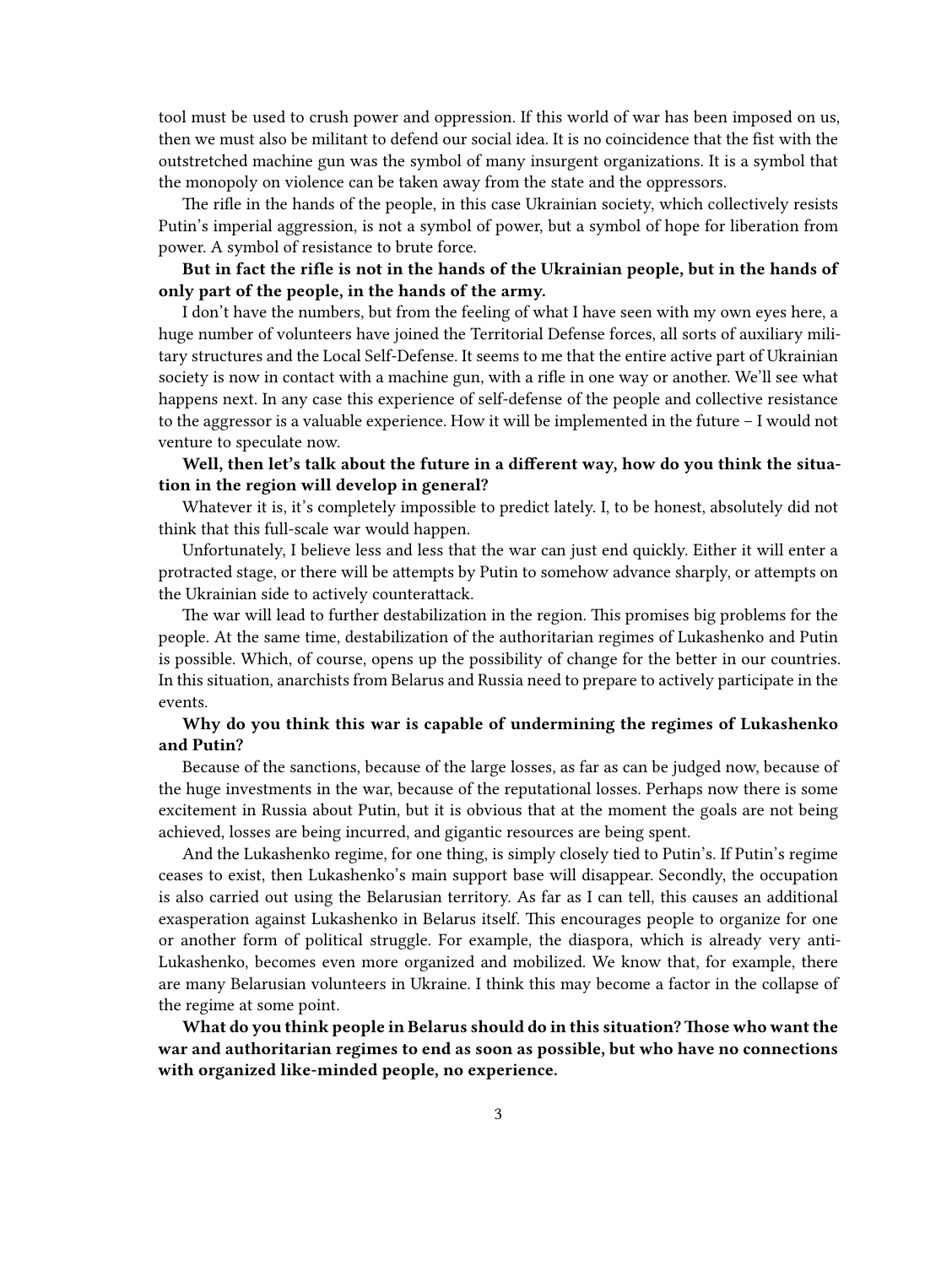tool must be used to crush power and oppression. If this world of war has been imposed on us, then we must also be militant to defend our social idea. It is no coincidence that the fist with the outstretched machine gun was the symbol of many insurgent organizations. It is a symbol that the monopoly on violence can be taken away from the state and the oppressors.

The rifle in the hands of the people, in this case Ukrainian society, which collectively resists Putin's imperial aggression, is not a symbol of power, but a symbol of hope for liberation from power. A symbol of resistance to brute force.

**But in fact the rifle is not in the hands of the Ukrainian people, but in the hands of only part of the people, in the hands of the army.**

I don't have the numbers, but from the feeling of what I have seen with my own eyes here, a huge number of volunteers have joined the Territorial Defense forces, all sorts of auxiliary military structures and the Local Self-Defense. It seems to me that the entire active part of Ukrainian society is now in contact with a machine gun, with a rifle in one way or another. We'll see what happens next. In any case this experience of self-defense of the people and collective resistance to the aggressor is a valuable experience. How it will be implemented in the future – I would not venture to speculate now.

**Well, then let's talk about the future in a different way, how do you think the situation in the region will develop in general?**

Whatever it is, it's completely impossible to predict lately. I, to be honest, absolutely did not think that this full-scale war would happen.

Unfortunately, I believe less and less that the war can just end quickly. Either it will enter a protracted stage, or there will be attempts by Putin to somehow advance sharply, or attempts on the Ukrainian side to actively counterattack.

The war will lead to further destabilization in the region. This promises big problems for the people. At the same time, destabilization of the authoritarian regimes of Lukashenko and Putin is possible. Which, of course, opens up the possibility of change for the better in our countries. In this situation, anarchists from Belarus and Russia need to prepare to actively participate in the events.

**Why do you think this war is capable of undermining the regimes of Lukashenko and Putin?**

Because of the sanctions, because of the large losses, as far as can be judged now, because of the huge investments in the war, because of the reputational losses. Perhaps now there is some excitement in Russia about Putin, but it is obvious that at the moment the goals are not being achieved, losses are being incurred, and gigantic resources are being spent.

And the Lukashenko regime, for one thing, is simply closely tied to Putin's. If Putin's regime ceases to exist, then Lukashenko's main support base will disappear. Secondly, the occupation is also carried out using the Belarusian territory. As far as I can tell, this causes an additional exasperation against Lukashenko in Belarus itself. This encourages people to organize for one or another form of political struggle. For example, the diaspora, which is already very anti-Lukashenko, becomes even more organized and mobilized. We know that, for example, there are many Belarusian volunteers in Ukraine. I think this may become a factor in the collapse of the regime at some point.

**What do you think people in Belarus should do in this situation? Those who want the war and authoritarian regimes to end as soon as possible, but who have no connections with organized like-minded people, no experience.**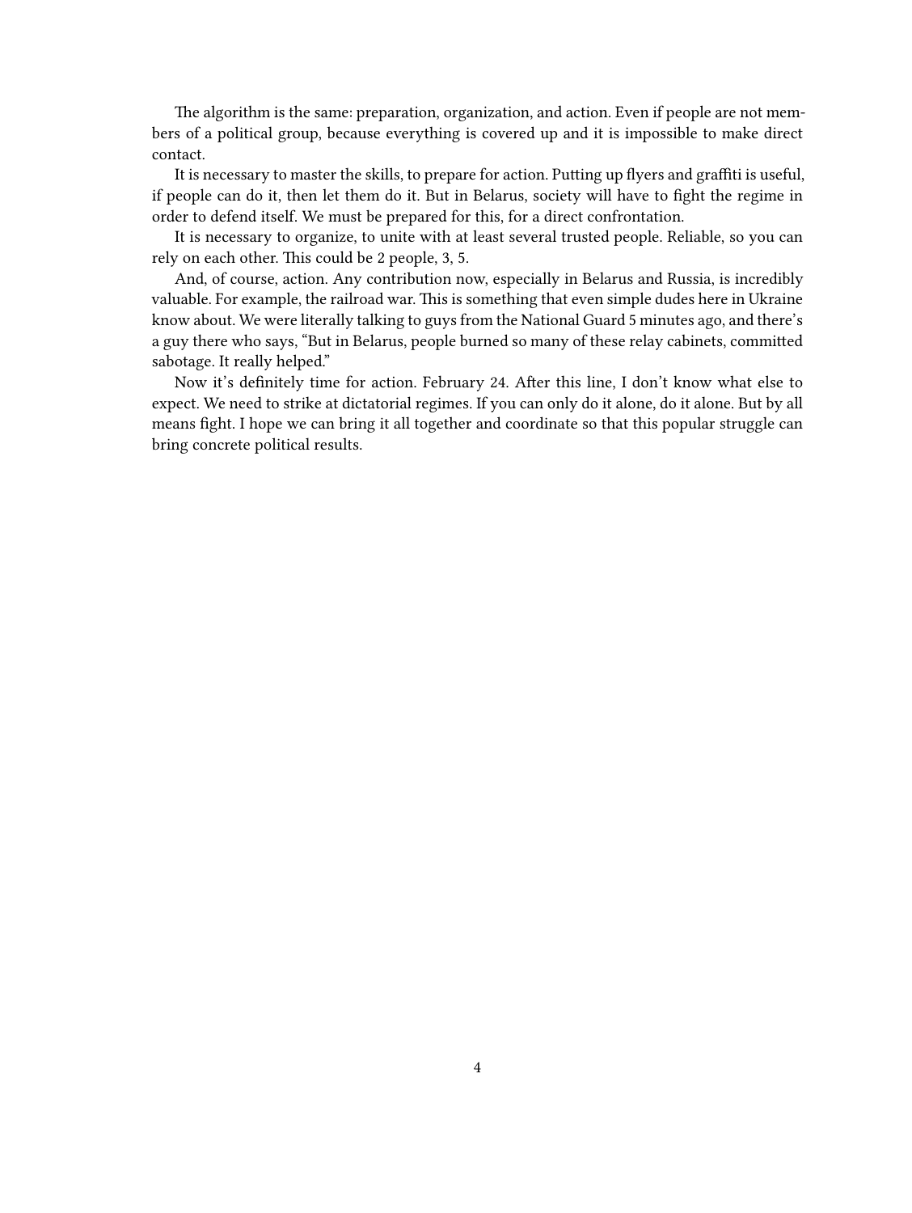The algorithm is the same: preparation, organization, and action. Even if people are not members of a political group, because everything is covered up and it is impossible to make direct contact.

It is necessary to master the skills, to prepare for action. Putting up flyers and graffiti is useful, if people can do it, then let them do it. But in Belarus, society will have to fight the regime in order to defend itself. We must be prepared for this, for a direct confrontation.

It is necessary to organize, to unite with at least several trusted people. Reliable, so you can rely on each other. This could be 2 people, 3, 5.

And, of course, action. Any contribution now, especially in Belarus and Russia, is incredibly valuable. For example, the railroad war. This is something that even simple dudes here in Ukraine know about. We were literally talking to guys from the National Guard 5 minutes ago, and there's a guy there who says, "But in Belarus, people burned so many of these relay cabinets, committed sabotage. It really helped."

Now it's definitely time for action. February 24. After this line, I don't know what else to expect. We need to strike at dictatorial regimes. If you can only do it alone, do it alone. But by all means fight. I hope we can bring it all together and coordinate so that this popular struggle can bring concrete political results.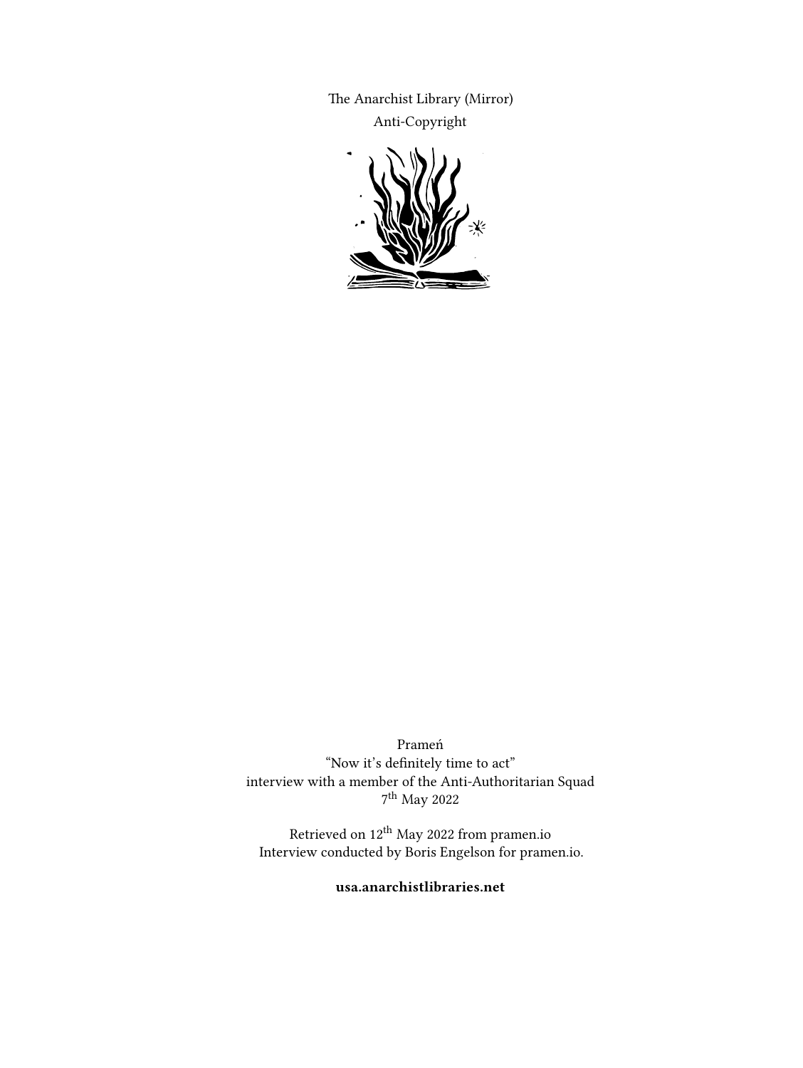The Anarchist Library (Mirror)
Anti-Copyright

Prameń
"Now it's definitely time to act"
interview with a member of the Anti-Authoritarian Squad
7[th] May 2022

Retrieved on 12[th] May 2022 from pramen.io
Interview conducted by Boris Engelson for pramen.io.

**usa.anarchistlibraries.net**